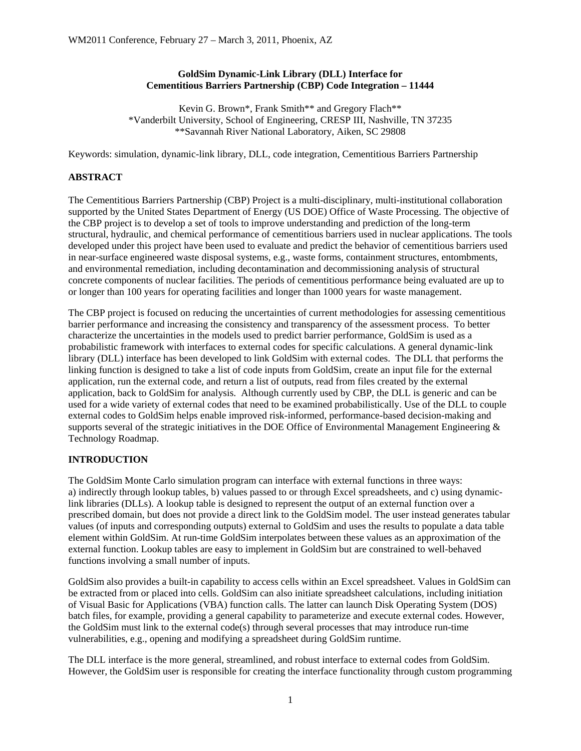# GoldSim Dynamic-Link Library (DLL) Interface for Cementitious Barriers Partnership (CBP) Code Integration – 11444

Kevin G. Brown*, Frank Smith** and Gregory Flach**
*Vanderbilt University, School of Engineering, CRESP III, Nashville, TN 37235
**Savannah River National Laboratory, Aiken, SC 29808

Keywords: simulation, dynamic-link library, DLL, code integration, Cementitious Barriers Partnership

## ABSTRACT

The Cementitious Barriers Partnership (CBP) Project is a multi-disciplinary, multi-institutional collaboration supported by the United States Department of Energy (US DOE) Office of Waste Processing. The objective of the CBP project is to develop a set of tools to improve understanding and prediction of the long-term structural, hydraulic, and chemical performance of cementitious barriers used in nuclear applications. The tools developed under this project have been used to evaluate and predict the behavior of cementitious barriers used in near-surface engineered waste disposal systems, e.g., waste forms, containment structures, entombments, and environmental remediation, including decontamination and decommissioning analysis of structural concrete components of nuclear facilities. The periods of cementitious performance being evaluated are up to or longer than 100 years for operating facilities and longer than 1000 years for waste management.

The CBP project is focused on reducing the uncertainties of current methodologies for assessing cementitious barrier performance and increasing the consistency and transparency of the assessment process. To better characterize the uncertainties in the models used to predict barrier performance, GoldSim is used as a probabilistic framework with interfaces to external codes for specific calculations. A general dynamic-link library (DLL) interface has been developed to link GoldSim with external codes. The DLL that performs the linking function is designed to take a list of code inputs from GoldSim, create an input file for the external application, run the external code, and return a list of outputs, read from files created by the external application, back to GoldSim for analysis. Although currently used by CBP, the DLL is generic and can be used for a wide variety of external codes that need to be examined probabilistically. Use of the DLL to couple external codes to GoldSim helps enable improved risk-informed, performance-based decision-making and supports several of the strategic initiatives in the DOE Office of Environmental Management Engineering & Technology Roadmap.

## INTRODUCTION

The GoldSim Monte Carlo simulation program can interface with external functions in three ways: a) indirectly through lookup tables, b) values passed to or through Excel spreadsheets, and c) using dynamic-link libraries (DLLs). A lookup table is designed to represent the output of an external function over a prescribed domain, but does not provide a direct link to the GoldSim model. The user instead generates tabular values (of inputs and corresponding outputs) external to GoldSim and uses the results to populate a data table element within GoldSim. At run-time GoldSim interpolates between these values as an approximation of the external function. Lookup tables are easy to implement in GoldSim but are constrained to well-behaved functions involving a small number of inputs.

GoldSim also provides a built-in capability to access cells within an Excel spreadsheet. Values in GoldSim can be extracted from or placed into cells. GoldSim can also initiate spreadsheet calculations, including initiation of Visual Basic for Applications (VBA) function calls. The latter can launch Disk Operating System (DOS) batch files, for example, providing a general capability to parameterize and execute external codes. However, the GoldSim must link to the external code(s) through several processes that may introduce run-time vulnerabilities, e.g., opening and modifying a spreadsheet during GoldSim runtime.

The DLL interface is the more general, streamlined, and robust interface to external codes from GoldSim. However, the GoldSim user is responsible for creating the interface functionality through custom programming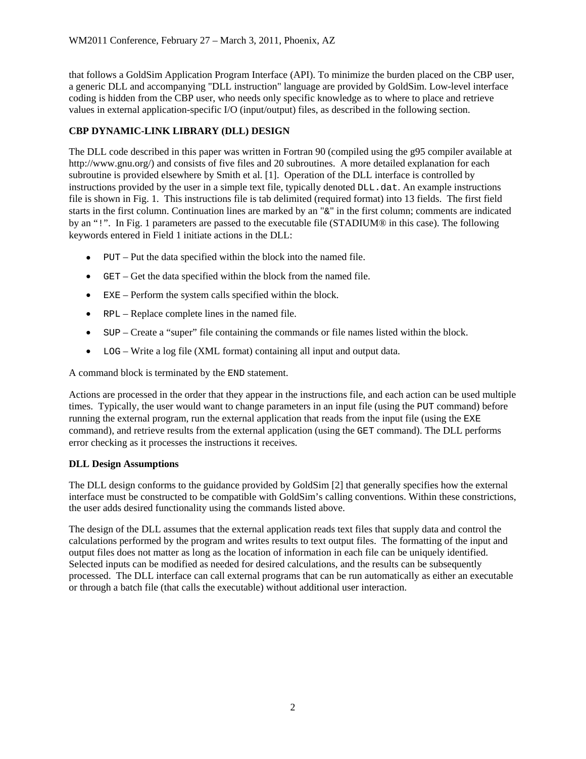that follows a GoldSim Application Program Interface (API). To minimize the burden placed on the CBP user, a generic DLL and accompanying "DLL instruction" language are provided by GoldSim. Low-level interface coding is hidden from the CBP user, who needs only specific knowledge as to where to place and retrieve values in external application-specific I/O (input/output) files, as described in the following section.

**CBP DYNAMIC-LINK LIBRARY (DLL) DESIGN**

The DLL code described in this paper was written in Fortran 90 (compiled using the g95 compiler available at http://www.gnu.org/) and consists of five files and 20 subroutines. A more detailed explanation for each subroutine is provided elsewhere by Smith et al. [1]. Operation of the DLL interface is controlled by instructions provided by the user in a simple text file, typically denoted `DLL.dat`. An example instructions file is shown in Fig. 1. This instructions file is tab delimited (required format) into 13 fields. The first field starts in the first column. Continuation lines are marked by an "&" in the first column; comments are indicated by an "!". In Fig. 1 parameters are passed to the executable file (STADIUM® in this case). The following keywords entered in Field 1 initiate actions in the DLL:

- `PUT` – Put the data specified within the block into the named file.
- `GET` – Get the data specified within the block from the named file.
- `EXE` – Perform the system calls specified within the block.
- `RPL` – Replace complete lines in the named file.
- `SUP` – Create a "super" file containing the commands or file names listed within the block.
- `LOG` – Write a log file (XML format) containing all input and output data.

A command block is terminated by the `END` statement.

Actions are processed in the order that they appear in the instructions file, and each action can be used multiple times. Typically, the user would want to change parameters in an input file (using the `PUT` command) before running the external program, run the external application that reads from the input file (using the `EXE` command), and retrieve results from the external application (using the `GET` command). The DLL performs error checking as it processes the instructions it receives.

**DLL Design Assumptions**

The DLL design conforms to the guidance provided by GoldSim [2] that generally specifies how the external interface must be constructed to be compatible with GoldSim's calling conventions. Within these constrictions, the user adds desired functionality using the commands listed above.

The design of the DLL assumes that the external application reads text files that supply data and control the calculations performed by the program and writes results to text output files. The formatting of the input and output files does not matter as long as the location of information in each file can be uniquely identified. Selected inputs can be modified as needed for desired calculations, and the results can be subsequently processed. The DLL interface can call external programs that can be run automatically as either an executable or through a batch file (that calls the executable) without additional user interaction.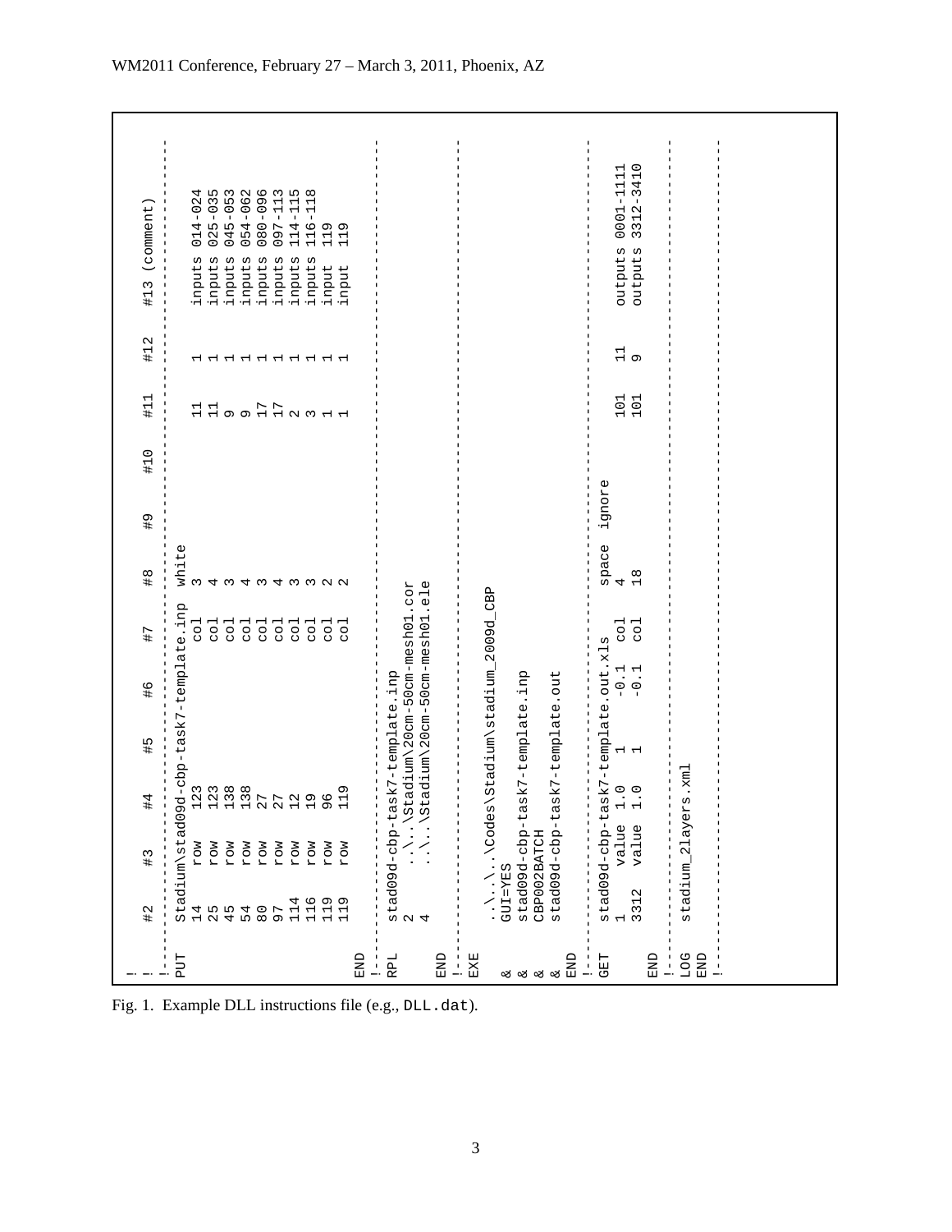```
!        #2    #3    #4    #5    #6    #7    #8    #9    #10   #11   #12   #13 (comment)
!----------------------------------------------------------------------------------------
PUT   Stadium\stad09d-cbp-task7-template.inp  white
      14    row   123               col   3                 11    1     inputs 014-024
      25    row   123               col   4                 11    1     inputs 025-035
      45    row   138               col   3                 9     1     inputs 045-053
      54    row   138               col   4                 9     1     inputs 054-062
      80    row   27                col   3                 17    1     inputs 080-096
      97    row   27                col   4                 17    1     inputs 097-113
      114   row   12                col   3                 2     1     inputs 114-115
      116   row   19                col   3                 3     1     inputs 116-118
      119   row   96                col   2                 1     1     input  119
      119   row   119               col   2                 1     1     input  119
END
!----------------------------------------------------------------------------------------
RPL   stad09d-cbp-task7-template.inp
      2     ..\..\Stadium\20cm-50cm-mesh01.cor
      4     ..\..\Stadium\20cm-50cm-mesh01.ele
END
!----------------------------------------------------------------------------------------
EXE   ..\..\..\Codes\Stadium\stadium_2009d_CBP
&     GUI=YES
&     stad09d-cbp-task7-template.inp
&     CBP002BATCH
&     stad09d-cbp-task7-template.out
END
!----------------------------------------------------------------------------------------
GET   stad09d-cbp-task7-template.out.xls      space  ignore
      1     value 1.0   1     -0.1  col   4                 101   11    outputs 0001-1111
      3312  value 1.0   1     -0.1  col   18                101   9     outputs 3312-3410
END
!----------------------------------------------------------------------------------------
LOG   stadium_2layers.xml
END
!----------------------------------------------------------------------------------------
```

Fig. 1. Example DLL instructions file (e.g., DLL.dat).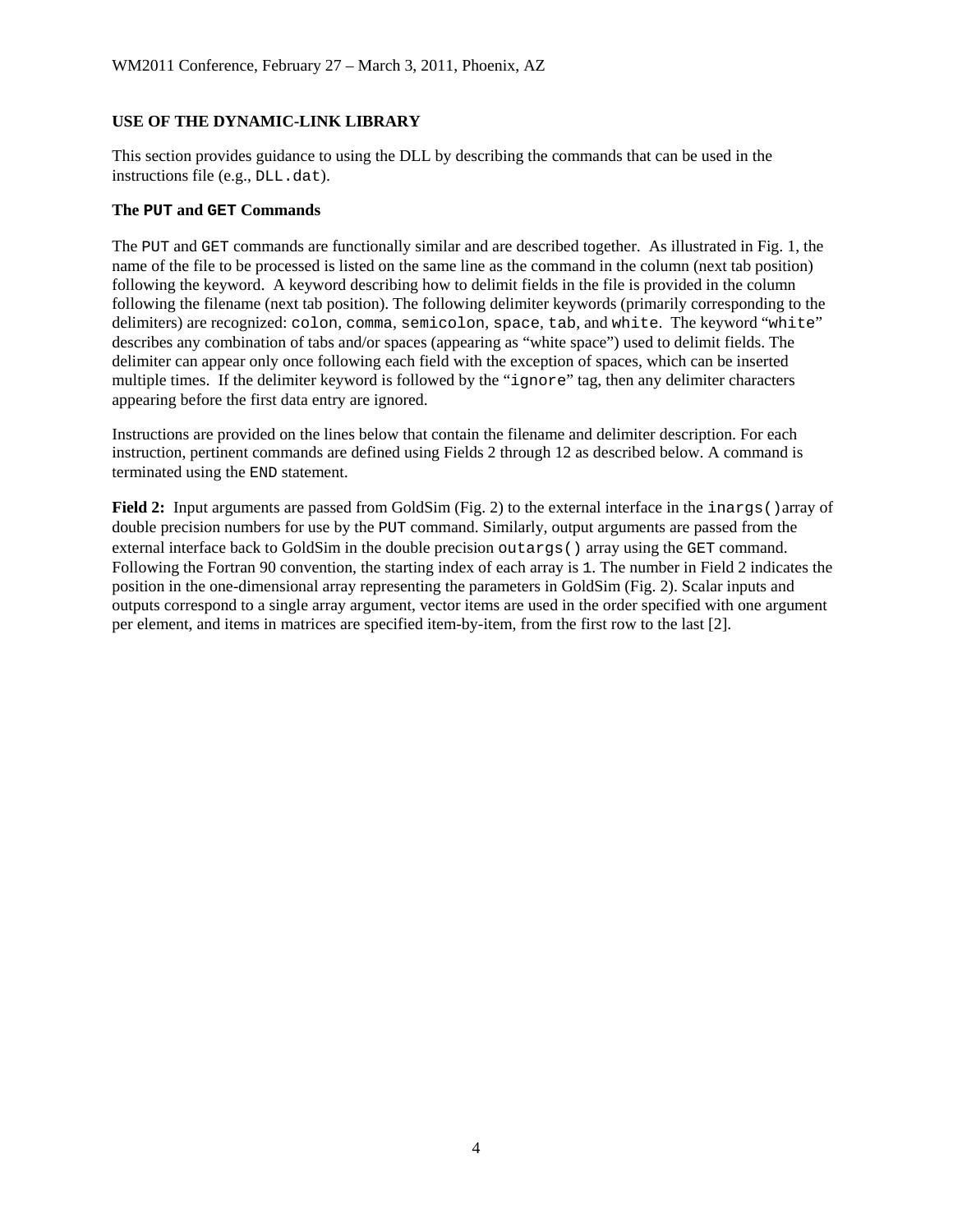## USE OF THE DYNAMIC-LINK LIBRARY

This section provides guidance to using the DLL by describing the commands that can be used in the instructions file (e.g., `DLL.dat`).

### The `PUT` and `GET` Commands

The `PUT` and `GET` commands are functionally similar and are described together. As illustrated in Fig. 1, the name of the file to be processed is listed on the same line as the command in the column (next tab position) following the keyword. A keyword describing how to delimit fields in the file is provided in the column following the filename (next tab position). The following delimiter keywords (primarily corresponding to the delimiters) are recognized: `colon`, `comma`, `semicolon`, `space`, `tab`, and `white`. The keyword "`white`" describes any combination of tabs and/or spaces (appearing as "white space") used to delimit fields. The delimiter can appear only once following each field with the exception of spaces, which can be inserted multiple times. If the delimiter keyword is followed by the "`ignore`" tag, then any delimiter characters appearing before the first data entry are ignored.

Instructions are provided on the lines below that contain the filename and delimiter description. For each instruction, pertinent commands are defined using Fields 2 through 12 as described below. A command is terminated using the `END` statement.

**Field 2:** Input arguments are passed from GoldSim (Fig. 2) to the external interface in the `inargs()` array of double precision numbers for use by the `PUT` command. Similarly, output arguments are passed from the external interface back to GoldSim in the double precision `outargs()` array using the `GET` command. Following the Fortran 90 convention, the starting index of each array is `1`. The number in Field 2 indicates the position in the one-dimensional array representing the parameters in GoldSim (Fig. 2). Scalar inputs and outputs correspond to a single array argument, vector items are used in the order specified with one argument per element, and items in matrices are specified item-by-item, from the first row to the last [2].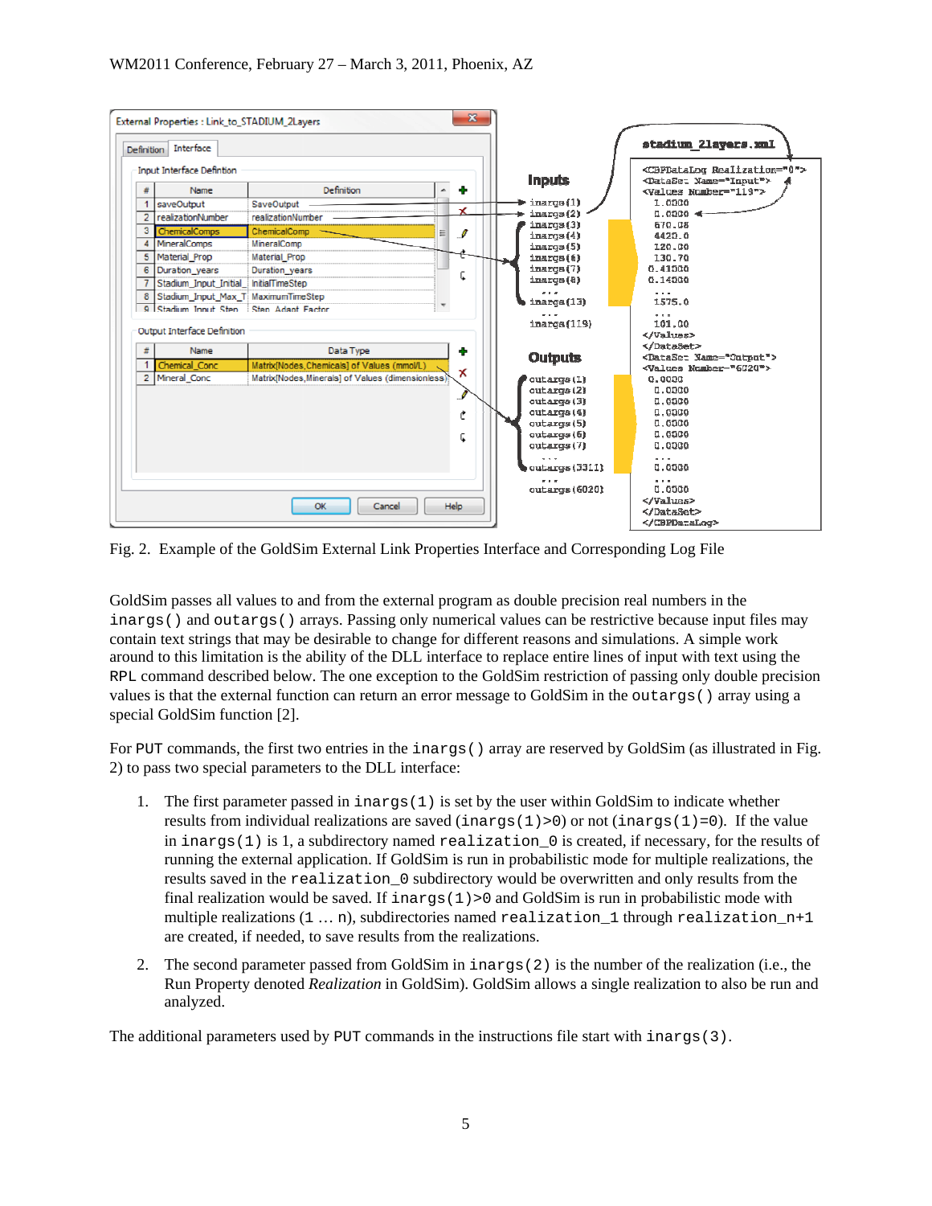Fig. 2. Example of the GoldSim External Link Properties Interface and Corresponding Log File

GoldSim passes all values to and from the external program as double precision real numbers in the `inargs()` and `outargs()` arrays. Passing only numerical values can be restrictive because input files may contain text strings that may be desirable to change for different reasons and simulations. A simple work around to this limitation is the ability of the DLL interface to replace entire lines of input with text using the `RPL` command described below. The one exception to the GoldSim restriction of passing only double precision values is that the external function can return an error message to GoldSim in the `outargs()` array using a special GoldSim function [2].

For `PUT` commands, the first two entries in the `inargs()` array are reserved by GoldSim (as illustrated in Fig. 2) to pass two special parameters to the DLL interface:

1. The first parameter passed in `inargs(1)` is set by the user within GoldSim to indicate whether results from individual realizations are saved (`inargs(1)>0`) or not (`inargs(1)=0`). If the value in `inargs(1)` is 1, a subdirectory named `realization_0` is created, if necessary, for the results of running the external application. If GoldSim is run in probabilistic mode for multiple realizations, the results saved in the `realization_0` subdirectory would be overwritten and only results from the final realization would be saved. If `inargs(1)>0` and GoldSim is run in probabilistic mode with multiple realizations (`1` … `n`), subdirectories named `realization_1` through `realization_n+1` are created, if needed, to save results from the realizations.
2. The second parameter passed from GoldSim in `inargs(2)` is the number of the realization (i.e., the Run Property denoted *Realization* in GoldSim). GoldSim allows a single realization to also be run and analyzed.

The additional parameters used by `PUT` commands in the instructions file start with `inargs(3)`.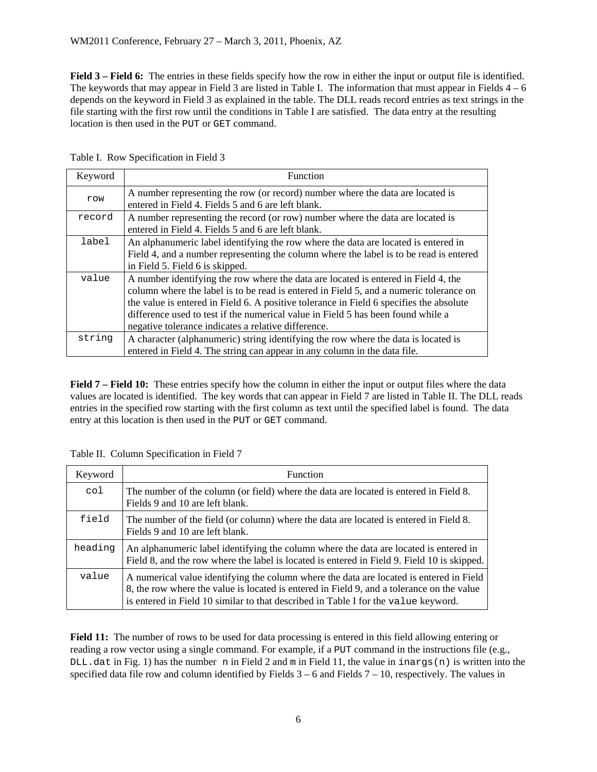**Field 3 – Field 6:** The entries in these fields specify how the row in either the input or output file is identified. The keywords that may appear in Field 3 are listed in Table I. The information that must appear in Fields 4 – 6 depends on the keyword in Field 3 as explained in the table. The DLL reads record entries as text strings in the file starting with the first row until the conditions in Table I are satisfied. The data entry at the resulting location is then used in the `PUT` or `GET` command.

Table I. Row Specification in Field 3

| Keyword | Function |
|---|---|
| `row` | A number representing the row (or record) number where the data are located is entered in Field 4. Fields 5 and 6 are left blank. |
| `record` | A number representing the record (or row) number where the data are located is entered in Field 4. Fields 5 and 6 are left blank. |
| `label` | An alphanumeric label identifying the row where the data are located is entered in Field 4, and a number representing the column where the label is to be read is entered in Field 5. Field 6 is skipped. |
| `value` | A number identifying the row where the data are located is entered in Field 4, the column where the label is to be read is entered in Field 5, and a numeric tolerance on the value is entered in Field 6. A positive tolerance in Field 6 specifies the absolute difference used to test if the numerical value in Field 5 has been found while a negative tolerance indicates a relative difference. |
| `string` | A character (alphanumeric) string identifying the row where the data is located is entered in Field 4. The string can appear in any column in the data file. |

**Field 7 – Field 10:** These entries specify how the column in either the input or output files where the data values are located is identified. The key words that can appear in Field 7 are listed in Table II. The DLL reads entries in the specified row starting with the first column as text until the specified label is found. The data entry at this location is then used in the `PUT` or `GET` command.

Table II. Column Specification in Field 7

| Keyword | Function |
|---|---|
| `col` | The number of the column (or field) where the data are located is entered in Field 8. Fields 9 and 10 are left blank. |
| `field` | The number of the field (or column) where the data are located is entered in Field 8. Fields 9 and 10 are left blank. |
| `heading` | An alphanumeric label identifying the column where the data are located is entered in Field 8, and the row where the label is located is entered in Field 9. Field 10 is skipped. |
| `value` | A numerical value identifying the column where the data are located is entered in Field 8, the row where the value is located is entered in Field 9, and a tolerance on the value is entered in Field 10 similar to that described in Table I for the `value` keyword. |

**Field 11:** The number of rows to be used for data processing is entered in this field allowing entering or reading a row vector using a single command. For example, if a `PUT` command in the instructions file (e.g., `DLL.dat` in Fig. 1) has the number `n` in Field 2 and `m` in Field 11, the value in `inargs(n)` is written into the specified data file row and column identified by Fields 3 – 6 and Fields 7 – 10, respectively. The values in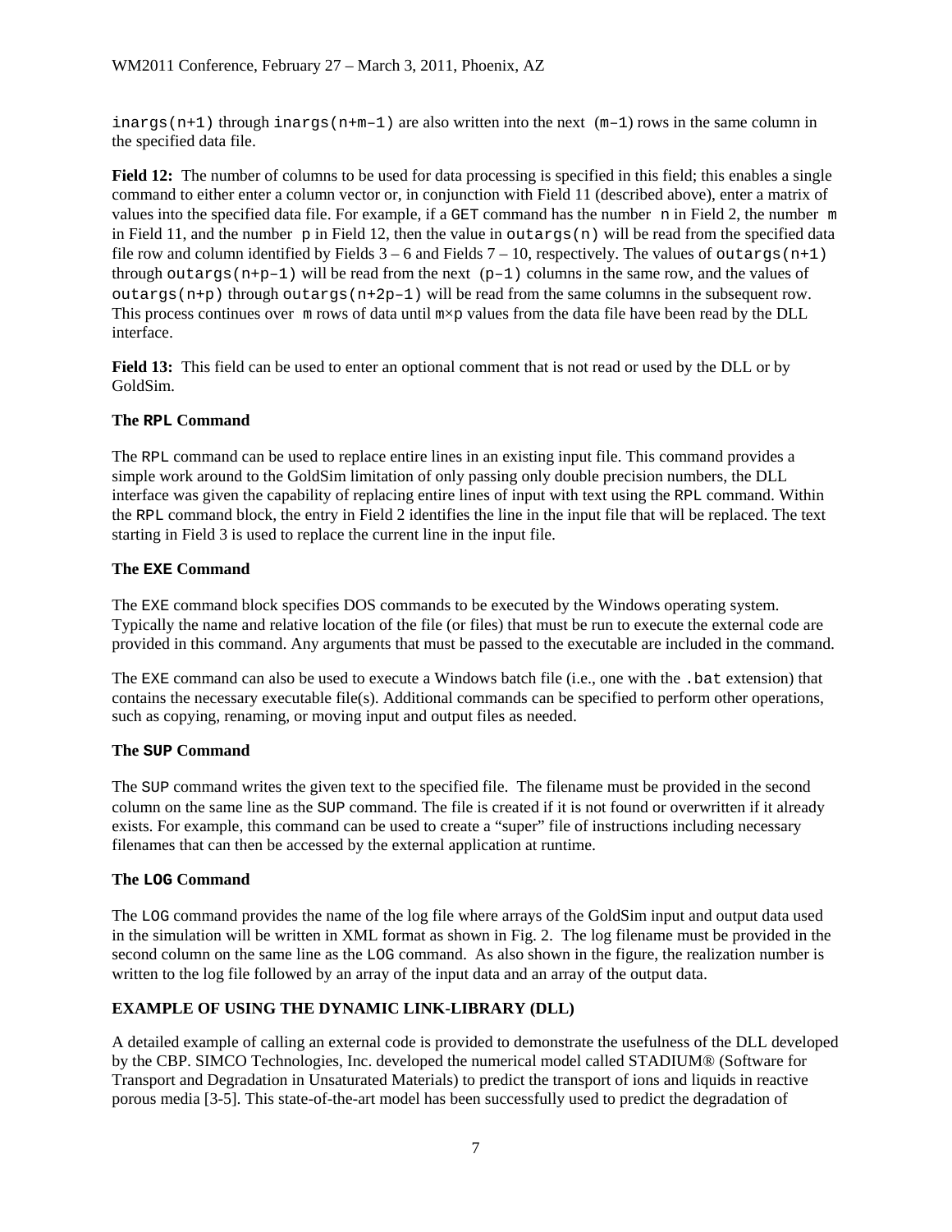inargs(n+1) through inargs(n+m–1) are also written into the next (m–1) rows in the same column in the specified data file.

**Field 12:** The number of columns to be used for data processing is specified in this field; this enables a single command to either enter a column vector or, in conjunction with Field 11 (described above), enter a matrix of values into the specified data file. For example, if a GET command has the number n in Field 2, the number m in Field 11, and the number p in Field 12, then the value in outargs(n) will be read from the specified data file row and column identified by Fields 3 – 6 and Fields 7 – 10, respectively. The values of outargs(n+1) through outargs(n+p–1) will be read from the next (p–1) columns in the same row, and the values of outargs(n+p) through outargs(n+2p–1) will be read from the same columns in the subsequent row. This process continues over m rows of data until m×p values from the data file have been read by the DLL interface.

**Field 13:** This field can be used to enter an optional comment that is not read or used by the DLL or by GoldSim.

### The RPL Command

The RPL command can be used to replace entire lines in an existing input file. This command provides a simple work around to the GoldSim limitation of only passing only double precision numbers, the DLL interface was given the capability of replacing entire lines of input with text using the RPL command. Within the RPL command block, the entry in Field 2 identifies the line in the input file that will be replaced. The text starting in Field 3 is used to replace the current line in the input file.

### The EXE Command

The EXE command block specifies DOS commands to be executed by the Windows operating system. Typically the name and relative location of the file (or files) that must be run to execute the external code are provided in this command. Any arguments that must be passed to the executable are included in the command.

The EXE command can also be used to execute a Windows batch file (i.e., one with the .bat extension) that contains the necessary executable file(s). Additional commands can be specified to perform other operations, such as copying, renaming, or moving input and output files as needed.

### The SUP Command

The SUP command writes the given text to the specified file. The filename must be provided in the second column on the same line as the SUP command. The file is created if it is not found or overwritten if it already exists. For example, this command can be used to create a "super" file of instructions including necessary filenames that can then be accessed by the external application at runtime.

### The LOG Command

The LOG command provides the name of the log file where arrays of the GoldSim input and output data used in the simulation will be written in XML format as shown in Fig. 2. The log filename must be provided in the second column on the same line as the LOG command. As also shown in the figure, the realization number is written to the log file followed by an array of the input data and an array of the output data.

## EXAMPLE OF USING THE DYNAMIC LINK-LIBRARY (DLL)

A detailed example of calling an external code is provided to demonstrate the usefulness of the DLL developed by the CBP. SIMCO Technologies, Inc. developed the numerical model called STADIUM® (Software for Transport and Degradation in Unsaturated Materials) to predict the transport of ions and liquids in reactive porous media [3-5]. This state-of-the-art model has been successfully used to predict the degradation of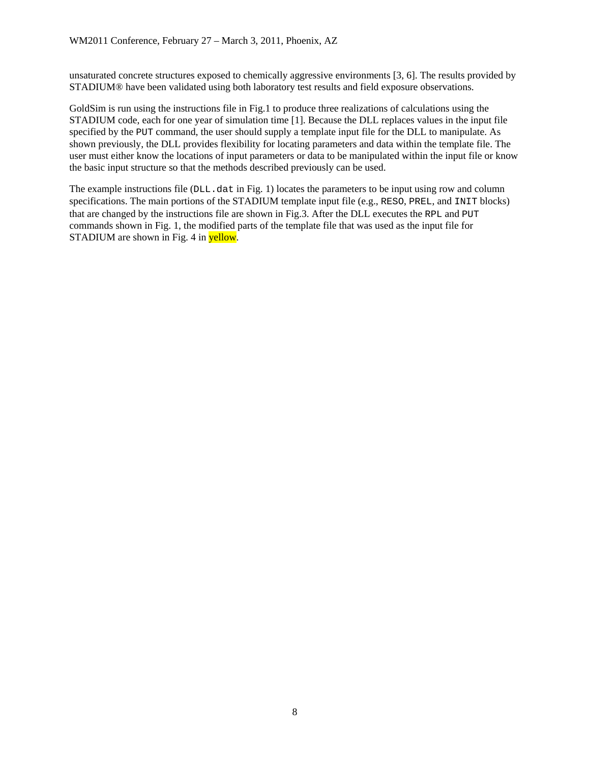unsaturated concrete structures exposed to chemically aggressive environments [3, 6]. The results provided by STADIUM® have been validated using both laboratory test results and field exposure observations.

GoldSim is run using the instructions file in Fig.1 to produce three realizations of calculations using the STADIUM code, each for one year of simulation time [1]. Because the DLL replaces values in the input file specified by the `PUT` command, the user should supply a template input file for the DLL to manipulate. As shown previously, the DLL provides flexibility for locating parameters and data within the template file. The user must either know the locations of input parameters or data to be manipulated within the input file or know the basic input structure so that the methods described previously can be used.

The example instructions file (`DLL.dat` in Fig. 1) locates the parameters to be input using row and column specifications. The main portions of the STADIUM template input file (e.g., `RESO`, `PREL`, and `INIT` blocks) that are changed by the instructions file are shown in Fig.3. After the DLL executes the `RPL` and `PUT` commands shown in Fig. 1, the modified parts of the template file that was used as the input file for STADIUM are shown in Fig. 4 in yellow.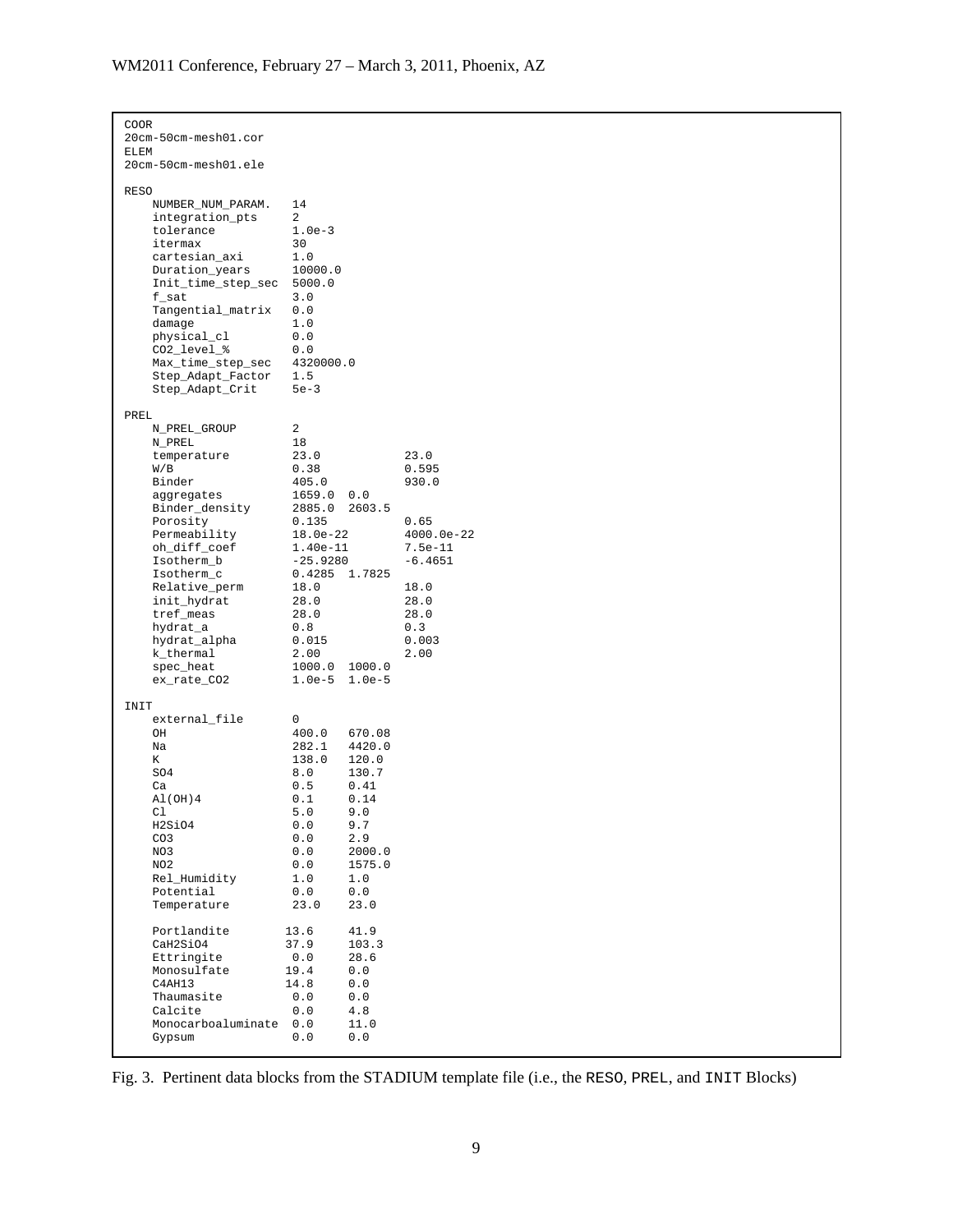```
COOR
20cm-50cm-mesh01.cor
ELEM
20cm-50cm-mesh01.ele

RESO
    NUMBER_NUM_PARAM.   14
    integration_pts     2
    tolerance           1.0e-3
    itermax             30
    cartesian_axi       1.0
    Duration_years      10000.0
    Init_time_step_sec  5000.0
    f_sat               3.0
    Tangential_matrix   0.0
    damage              1.0
    physical_cl         0.0
    CO2_level_%         0.0
    Max_time_step_sec   4320000.0
    Step_Adapt_Factor   1.5
    Step_Adapt_Crit     5e-3

PREL
    N_PREL_GROUP        2
    N_PREL              18
    temperature         23.0            23.0
    W/B                 0.38            0.595
    Binder              405.0           930.0
    aggregates          1659.0  0.0
    Binder_density      2885.0  2603.5
    Porosity            0.135           0.65
    Permeability        18.0e-22        4000.0e-22
    oh_diff_coef        1.40e-11        7.5e-11
    Isotherm_b          -25.9280        -6.4651
    Isotherm_c          0.4285  1.7825
    Relative_perm       18.0            18.0
    init_hydrat         28.0            28.0
    tref_meas           28.0            28.0
    hydrat_a            0.8             0.3
    hydrat_alpha        0.015           0.003
    k_thermal           2.00            2.00
    spec_heat           1000.0  1000.0
    ex_rate_CO2         1.0e-5  1.0e-5

INIT
    external_file       0
    OH                  400.0   670.08
    Na                  282.1   4420.0
    K                   138.0   120.0
    SO4                 8.0     130.7
    Ca                  0.5     0.41
    Al(OH)4             0.1     0.14
    Cl                  5.0     9.0
    H2SiO4              0.0     9.7
    CO3                 0.0     2.9
    NO3                 0.0     2000.0
    NO2                 0.0     1575.0
    Rel_Humidity        1.0     1.0
    Potential           0.0     0.0
    Temperature         23.0    23.0

    Portlandite        13.6     41.9
    CaH2SiO4           37.9     103.3
    Ettringite          0.0     28.6
    Monosulfate        19.4     0.0
    C4AH13             14.8     0.0
    Thaumasite          0.0     0.0
    Calcite             0.0     4.8
    Monocarboaluminate  0.0     11.0
    Gypsum              0.0     0.0
```

Fig. 3. Pertinent data blocks from the STADIUM template file (i.e., the RESO, PREL, and INIT Blocks)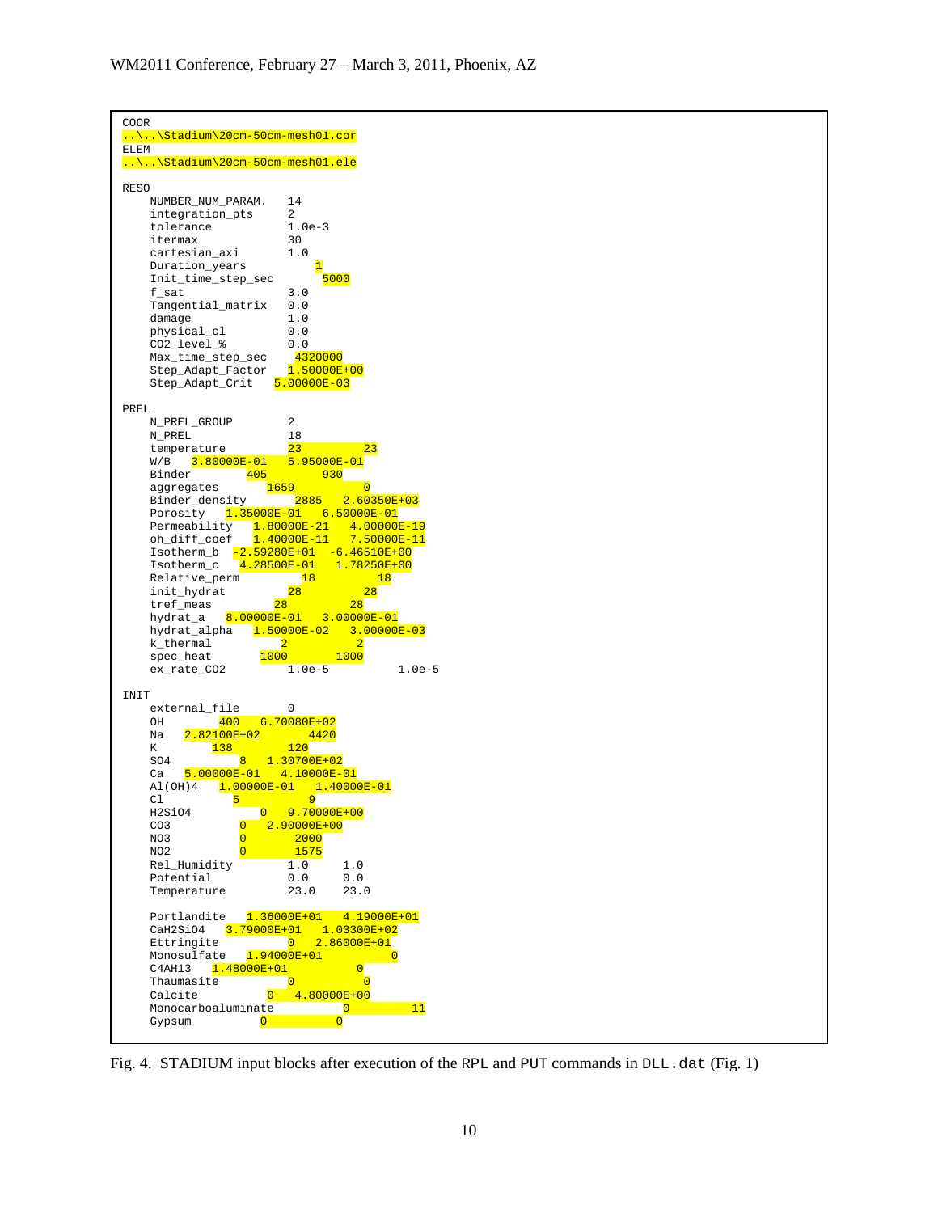```
COOR
..\..\Stadium\20cm-50cm-mesh01.cor
ELEM
..\..\Stadium\20cm-50cm-mesh01.ele

RESO
    NUMBER_NUM_PARAM.   14
    integration_pts     2
    tolerance           1.0e-3
    itermax             30
    cartesian_axi       1.0
    Duration_years          1
    Init_time_step_sec       5000
    f_sat               3.0
    Tangential_matrix   0.0
    damage              1.0
    physical_cl         0.0
    CO2_level_%         0.0
    Max_time_step_sec    4320000
    Step_Adapt_Factor   1.50000E+00
    Step_Adapt_Crit   5.00000E-03

PREL
    N_PREL_GROUP        2
    N_PREL              18
    temperature         23          23
    W/B   3.80000E-01   5.95000E-01
    Binder          405        930
    aggregates         1659           0
    Binder_density        2885   2.60350E+03
    Porosity   1.35000E-01   6.50000E-01
    Permeability    1.80000E-21   4.00000E-19
    oh_diff_coef    1.40000E-11   7.50000E-11
    Isotherm_b   -2.59280E+01   -6.46510E+00
    Isotherm_c    4.28500E-01   1.78250E+00
    Relative_perm         18          18
    init_hydrat         28          28
    tref_meas         28          28
    hydrat_a   8.00000E-01   3.00000E-01
    hydrat_alpha    1.50000E-02   3.00000E-03
    k_thermal          2           2
    spec_heat       1000        1000
    ex_rate_CO2         1.0e-5          1.0e-5

INIT
    external_file       0
    OH          400   6.70080E+02
    Na    2.82100E+02        4420
    K         138         120
    SO4            8   1.30700E+02
    Ca    5.00000E-01   4.10000E-01
    Al(OH)4   1.00000E-01   1.40000E-01
    Cl          5          9
    H2SiO4          0   9.70000E+00
    CO3            0   2.90000E+00
    NO3            0       2000
    NO2            0       1575
    Rel_Humidity        1.0     1.0
    Potential           0.0     0.0
    Temperature         23.0    23.0

    Portlandite   1.36000E+01   4.19000E+01
    CaH2SiO4   3.79000E+01   1.03300E+02
    Ettringite          0   2.86000E+01
    Monosulfate   1.94000E+01           0
    C4AH13   1.48000E+01          0
    Thaumasite          0          0
    Calcite          0   4.80000E+00
    Monocarboaluminate          0          11
    Gypsum          0          0
```

Fig. 4. STADIUM input blocks after execution of the RPL and PUT commands in DLL.dat (Fig. 1)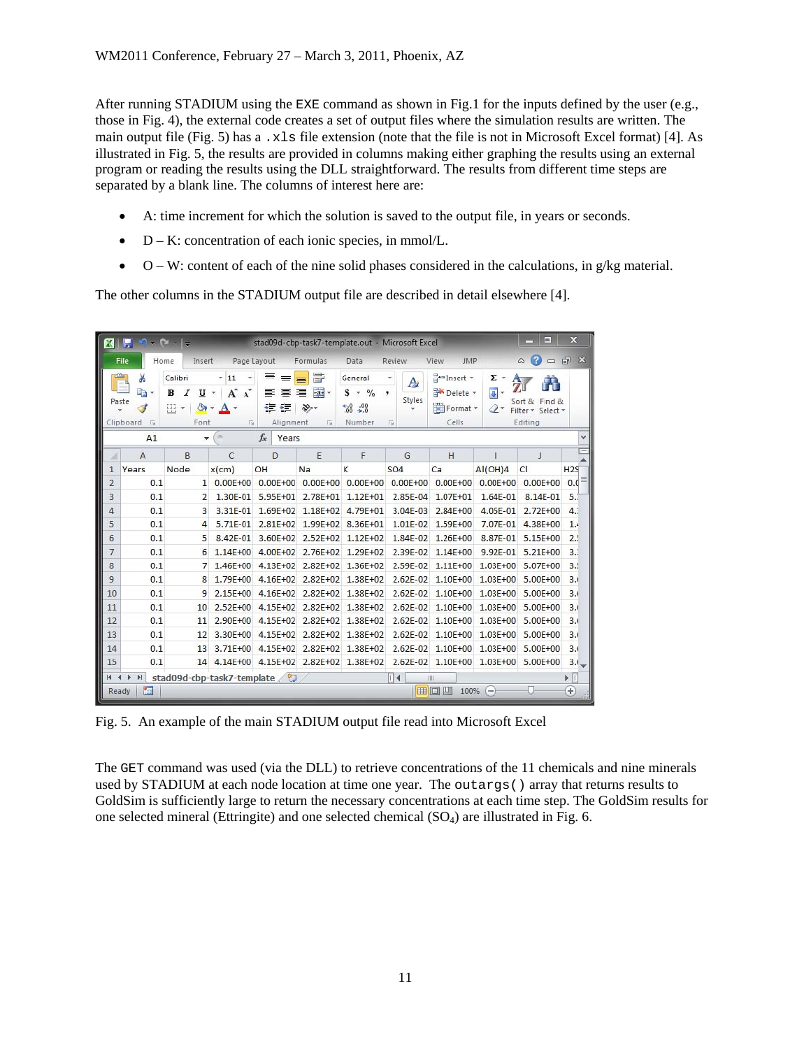After running STADIUM using the EXE command as shown in Fig.1 for the inputs defined by the user (e.g., those in Fig. 4), the external code creates a set of output files where the simulation results are written. The main output file (Fig. 5) has a .xls file extension (note that the file is not in Microsoft Excel format) [4]. As illustrated in Fig. 5, the results are provided in columns making either graphing the results using an external program or reading the results using the DLL straightforward. The results from different time steps are separated by a blank line. The columns of interest here are:

- A: time increment for which the solution is saved to the output file, in years or seconds.
- D – K: concentration of each ionic species, in mmol/L.
- O – W: content of each of the nine solid phases considered in the calculations, in g/kg material.

The other columns in the STADIUM output file are described in detail elsewhere [4].

| | A | B | C | D | E | F | G | H | I | J | K |
|---|---|---|---|---|---|---|---|---|---|---|---|
| 1 | Years | Node | x(cm) | OH | Na | K | SO4 | Ca | Al(OH)4 | Cl | H2S |
| 2 | 0.1 | 1 | 0.00E+00 | 0.00E+00 | 0.00E+00 | 0.00E+00 | 0.00E+00 | 0.00E+00 | 0.00E+00 | 0.00E+00 | 0.( |
| 3 | 0.1 | 2 | 1.30E-01 | 5.95E+01 | 2.78E+01 | 1.12E+01 | 2.85E-04 | 1.07E+01 | 1.64E-01 | 8.14E-01 | 5. |
| 4 | 0.1 | 3 | 3.31E-01 | 1.69E+02 | 1.18E+02 | 4.79E+01 | 3.04E-03 | 2.84E+00 | 4.05E-01 | 2.72E+00 | 4. |
| 5 | 0.1 | 4 | 5.71E-01 | 2.81E+02 | 1.99E+02 | 8.36E+01 | 1.01E-02 | 1.59E+00 | 7.07E-01 | 4.38E+00 | 1. |
| 6 | 0.1 | 5 | 8.42E-01 | 3.60E+02 | 2.52E+02 | 1.12E+02 | 1.84E-02 | 1.26E+00 | 8.87E-01 | 5.15E+00 | 2. |
| 7 | 0.1 | 6 | 1.14E+00 | 4.00E+02 | 2.76E+02 | 1.29E+02 | 2.39E-02 | 1.14E+00 | 9.92E-01 | 5.21E+00 | 3. |
| 8 | 0.1 | 7 | 1.46E+00 | 4.13E+02 | 2.82E+02 | 1.36E+02 | 2.59E-02 | 1.11E+00 | 1.03E+00 | 5.07E+00 | 3. |
| 9 | 0.1 | 8 | 1.79E+00 | 4.16E+02 | 2.82E+02 | 1.38E+02 | 2.62E-02 | 1.10E+00 | 1.03E+00 | 5.00E+00 | 3. |
| 10 | 0.1 | 9 | 2.15E+00 | 4.16E+02 | 2.82E+02 | 1.38E+02 | 2.62E-02 | 1.10E+00 | 1.03E+00 | 5.00E+00 | 3. |
| 11 | 0.1 | 10 | 2.52E+00 | 4.15E+02 | 2.82E+02 | 1.38E+02 | 2.62E-02 | 1.10E+00 | 1.03E+00 | 5.00E+00 | 3. |
| 12 | 0.1 | 11 | 2.90E+00 | 4.15E+02 | 2.82E+02 | 1.38E+02 | 2.62E-02 | 1.10E+00 | 1.03E+00 | 5.00E+00 | 3. |
| 13 | 0.1 | 12 | 3.30E+00 | 4.15E+02 | 2.82E+02 | 1.38E+02 | 2.62E-02 | 1.10E+00 | 1.03E+00 | 5.00E+00 | 3. |
| 14 | 0.1 | 13 | 3.71E+00 | 4.15E+02 | 2.82E+02 | 1.38E+02 | 2.62E-02 | 1.10E+00 | 1.03E+00 | 5.00E+00 | 3. |
| 15 | 0.1 | 14 | 4.14E+00 | 4.15E+02 | 2.82E+02 | 1.38E+02 | 2.62E-02 | 1.10E+00 | 1.03E+00 | 5.00E+00 | 3. |

Fig. 5. An example of the main STADIUM output file read into Microsoft Excel

The GET command was used (via the DLL) to retrieve concentrations of the 11 chemicals and nine minerals used by STADIUM at each node location at time one year. The outargs() array that returns results to GoldSim is sufficiently large to return the necessary concentrations at each time step. The GoldSim results for one selected mineral (Ettringite) and one selected chemical ($SO_4$) are illustrated in Fig. 6.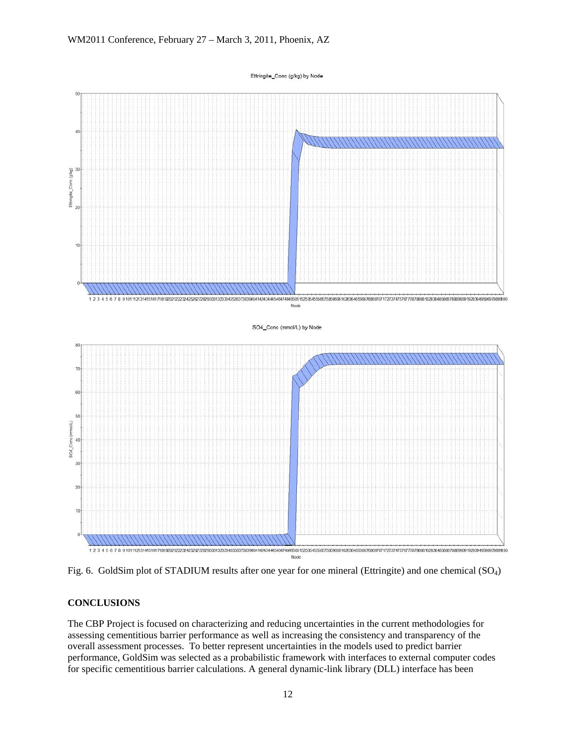Fig. 6. GoldSim plot of STADIUM results after one year for one mineral (Ettringite) and one chemical ($SO_4$)

## CONCLUSIONS

The CBP Project is focused on characterizing and reducing uncertainties in the current methodologies for assessing cementitious barrier performance as well as increasing the consistency and transparency of the overall assessment processes. To better represent uncertainties in the models used to predict barrier performance, GoldSim was selected as a probabilistic framework with interfaces to external computer codes for specific cementitious barrier calculations. A general dynamic-link library (DLL) interface has been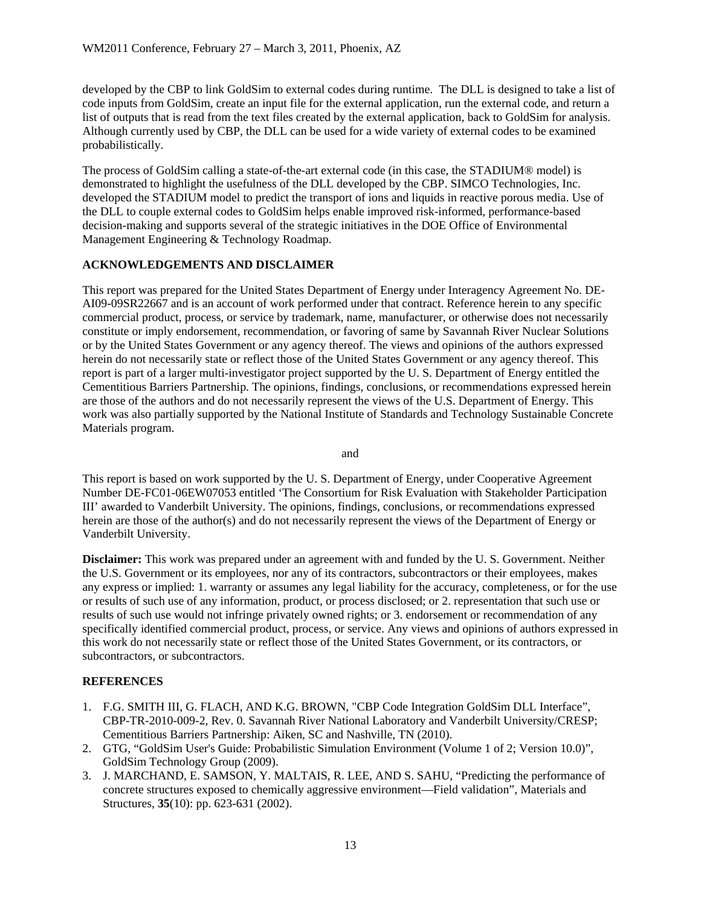developed by the CBP to link GoldSim to external codes during runtime. The DLL is designed to take a list of code inputs from GoldSim, create an input file for the external application, run the external code, and return a list of outputs that is read from the text files created by the external application, back to GoldSim for analysis. Although currently used by CBP, the DLL can be used for a wide variety of external codes to be examined probabilistically.

The process of GoldSim calling a state-of-the-art external code (in this case, the STADIUM® model) is demonstrated to highlight the usefulness of the DLL developed by the CBP. SIMCO Technologies, Inc. developed the STADIUM model to predict the transport of ions and liquids in reactive porous media. Use of the DLL to couple external codes to GoldSim helps enable improved risk-informed, performance-based decision-making and supports several of the strategic initiatives in the DOE Office of Environmental Management Engineering & Technology Roadmap.

## ACKNOWLEDGEMENTS AND DISCLAIMER

This report was prepared for the United States Department of Energy under Interagency Agreement No. DE-AI09-09SR22667 and is an account of work performed under that contract. Reference herein to any specific commercial product, process, or service by trademark, name, manufacturer, or otherwise does not necessarily constitute or imply endorsement, recommendation, or favoring of same by Savannah River Nuclear Solutions or by the United States Government or any agency thereof. The views and opinions of the authors expressed herein do not necessarily state or reflect those of the United States Government or any agency thereof. This report is part of a larger multi-investigator project supported by the U. S. Department of Energy entitled the Cementitious Barriers Partnership. The opinions, findings, conclusions, or recommendations expressed herein are those of the authors and do not necessarily represent the views of the U.S. Department of Energy. This work was also partially supported by the National Institute of Standards and Technology Sustainable Concrete Materials program.

and

This report is based on work supported by the U. S. Department of Energy, under Cooperative Agreement Number DE-FC01-06EW07053 entitled 'The Consortium for Risk Evaluation with Stakeholder Participation III' awarded to Vanderbilt University. The opinions, findings, conclusions, or recommendations expressed herein are those of the author(s) and do not necessarily represent the views of the Department of Energy or Vanderbilt University.

**Disclaimer:** This work was prepared under an agreement with and funded by the U. S. Government. Neither the U.S. Government or its employees, nor any of its contractors, subcontractors or their employees, makes any express or implied: 1. warranty or assumes any legal liability for the accuracy, completeness, or for the use or results of such use of any information, product, or process disclosed; or 2. representation that such use or results of such use would not infringe privately owned rights; or 3. endorsement or recommendation of any specifically identified commercial product, process, or service. Any views and opinions of authors expressed in this work do not necessarily state or reflect those of the United States Government, or its contractors, or subcontractors, or subcontractors.

## REFERENCES

1. F.G. SMITH III, G. FLACH, AND K.G. BROWN, "CBP Code Integration GoldSim DLL Interface", CBP-TR-2010-009-2, Rev. 0. Savannah River National Laboratory and Vanderbilt University/CRESP; Cementitious Barriers Partnership: Aiken, SC and Nashville, TN (2010).
2. GTG, "GoldSim User's Guide: Probabilistic Simulation Environment (Volume 1 of 2; Version 10.0)", GoldSim Technology Group (2009).
3. J. MARCHAND, E. SAMSON, Y. MALTAIS, R. LEE, AND S. SAHU, "Predicting the performance of concrete structures exposed to chemically aggressive environment—Field validation", Materials and Structures, **35**(10): pp. 623-631 (2002).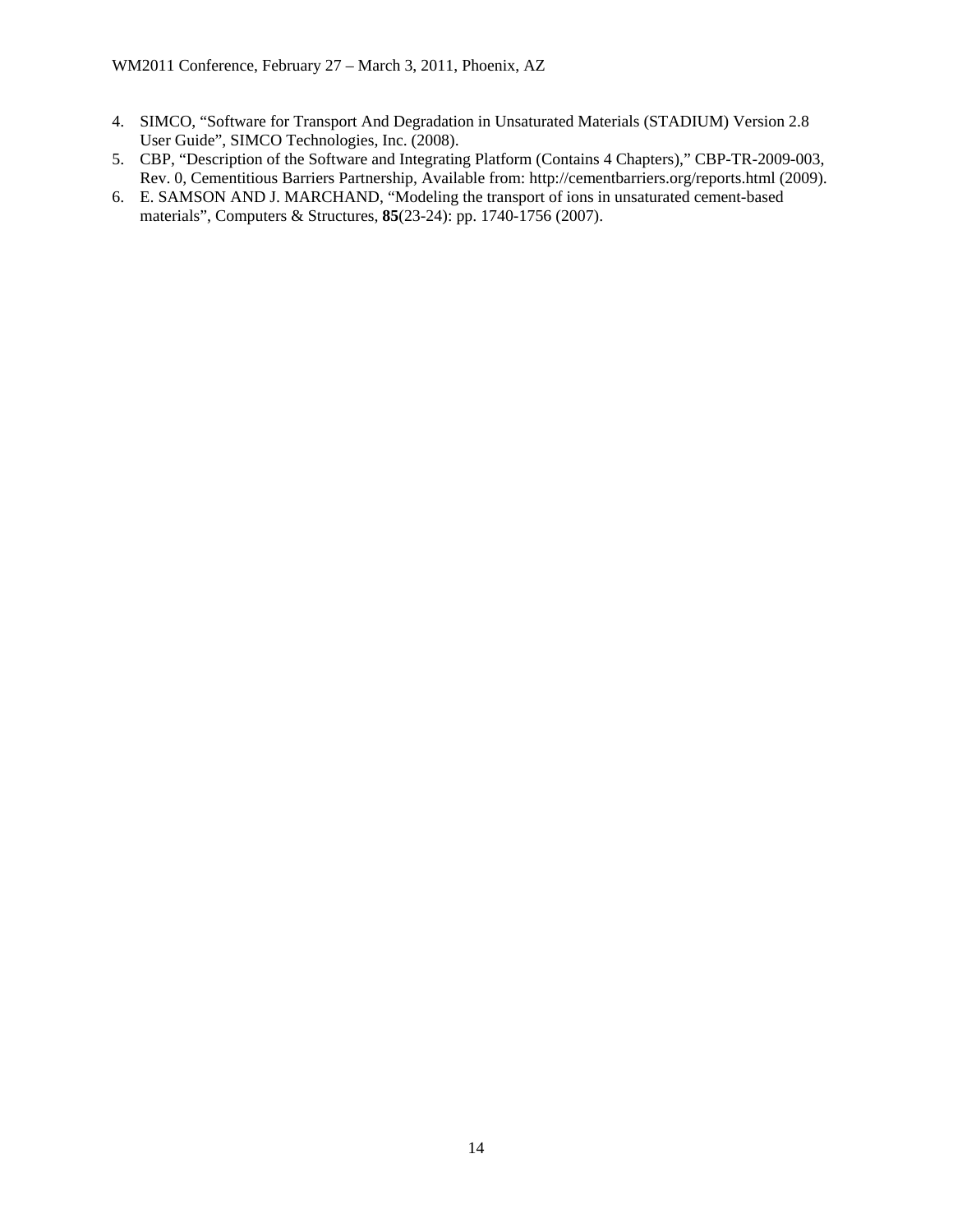4. SIMCO, “Software for Transport And Degradation in Unsaturated Materials (STADIUM) Version 2.8 User Guide”, SIMCO Technologies, Inc. (2008).
5. CBP, “Description of the Software and Integrating Platform (Contains 4 Chapters),” CBP-TR-2009-003, Rev. 0, Cementitious Barriers Partnership, Available from: http://cementbarriers.org/reports.html (2009).
6. E. SAMSON AND J. MARCHAND, “Modeling the transport of ions in unsaturated cement-based materials”, Computers & Structures, **85**(23-24): pp. 1740-1756 (2007).